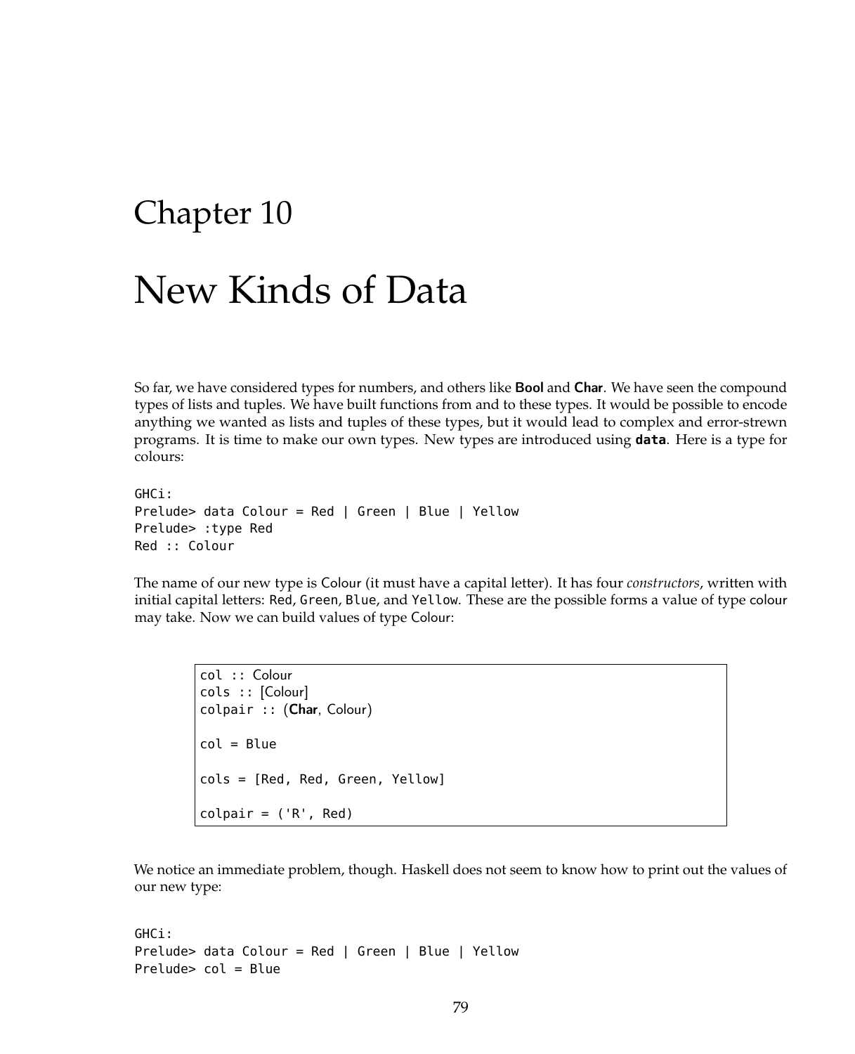# Chapter 10

# New Kinds of Data

So far, we have considered types for numbers, and others like **Bool** and **Char**. We have seen the compound types of lists and tuples. We have built functions from and to these types. It would be possible to encode anything we wanted as lists and tuples of these types, but it would lead to complex and error-strewn programs. It is time to make our own types. New types are introduced using **data**. Here is a type for colours:

```
GHCi:
Prelude> data Colour = Red | Green | Blue | Yellow
Prelude> :type Red
Red :: Colour
```

The name of our new type is Colour (it must have a capital letter). It has four *constructors*, written with initial capital letters: Red, Green, Blue, and Yellow. These are the possible forms a value of type colour may take. Now we can build values of type Colour:

```
col :: Colour
cols :: [Colour]
colpair :: (Char, Colour)

col = Blue

cols = [Red, Red, Green, Yellow]

colpair = ('R', Red)
```

We notice an immediate problem, though. Haskell does not seem to know how to print out the values of our new type:

```
GHCi:
Prelude> data Colour = Red | Green | Blue | Yellow
Prelude> col = Blue
```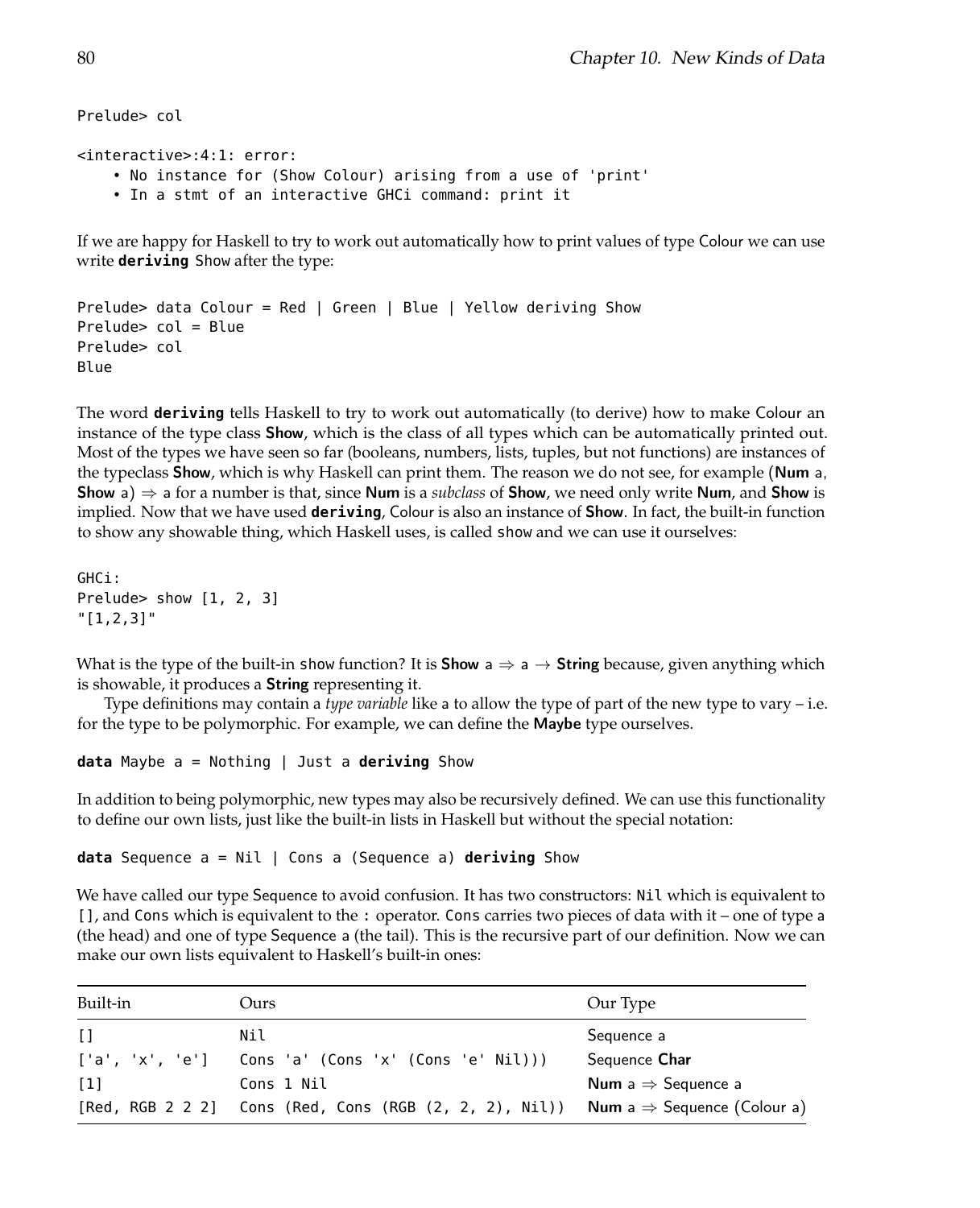```
Prelude> col

<interactive>:4:1: error:
    • No instance for (Show Colour) arising from a use of 'print'
    • In a stmt of an interactive GHCi command: print it
```

If we are happy for Haskell to try to work out automatically how to print values of type Colour we can use write **deriving** Show after the type:

```
Prelude> data Colour = Red | Green | Blue | Yellow deriving Show
Prelude> col = Blue
Prelude> col
Blue
```

The word **deriving** tells Haskell to try to work out automatically (to derive) how to make Colour an instance of the type class **Show**, which is the class of all types which can be automatically printed out. Most of the types we have seen so far (booleans, numbers, lists, tuples, but not functions) are instances of the typeclass **Show**, which is why Haskell can print them. The reason we do not see, for example (**Num** a, **Show** a) ⇒ a for a number is that, since **Num** is a *subclass* of **Show**, we need only write **Num**, and **Show** is implied. Now that we have used **deriving**, Colour is also an instance of **Show**. In fact, the built-in function to show any showable thing, which Haskell uses, is called show and we can use it ourselves:

```
GHCi:
Prelude> show [1, 2, 3]
"[1,2,3]"
```

What is the type of the built-in show function? It is **Show** a ⇒ a → **String** because, given anything which is showable, it produces a **String** representing it.

Type definitions may contain a *type variable* like a to allow the type of part of the new type to vary – i.e. for the type to be polymorphic. For example, we can define the **Maybe** type ourselves.

```
data Maybe a = Nothing | Just a deriving Show
```

In addition to being polymorphic, new types may also be recursively defined. We can use this functionality to define our own lists, just like the built-in lists in Haskell but without the special notation:

```
data Sequence a = Nil | Cons a (Sequence a) deriving Show
```

We have called our type Sequence to avoid confusion. It has two constructors: Nil which is equivalent to [], and Cons which is equivalent to the : operator. Cons carries two pieces of data with it – one of type a (the head) and one of type Sequence a (the tail). This is the recursive part of our definition. Now we can make our own lists equivalent to Haskell's built-in ones:

| Built-in | Ours | Our Type |
|---|---|---|
| [] | Nil | Sequence a |
| ['a', 'x', 'e'] | Cons 'a' (Cons 'x' (Cons 'e' Nil))) | Sequence **Char** |
| [1] | Cons 1 Nil | **Num** a ⇒ Sequence a |
| [Red, RGB 2 2 2] | Cons (Red, Cons (RGB (2, 2, 2), Nil)) | **Num** a ⇒ Sequence (Colour a) |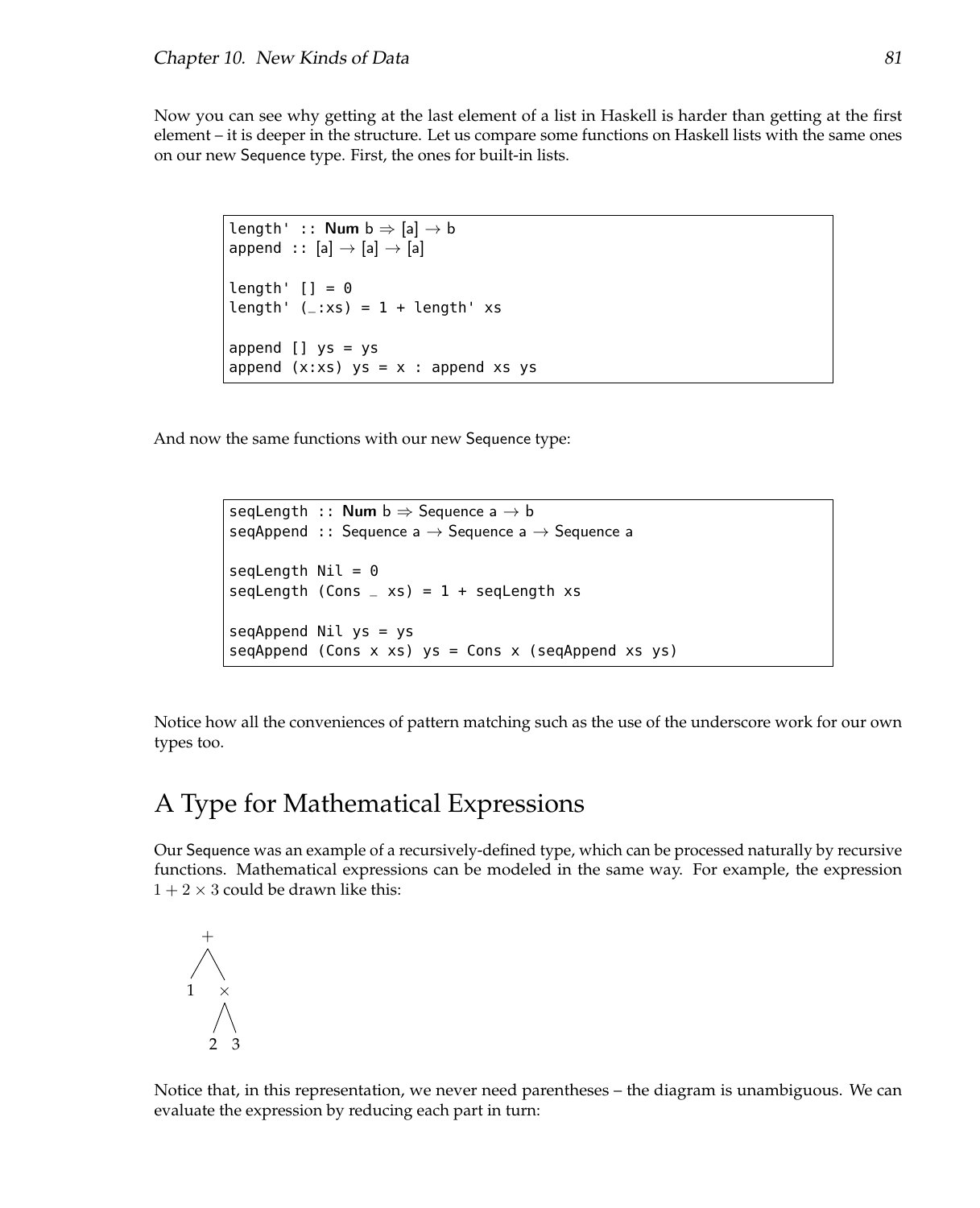Now you can see why getting at the last element of a list in Haskell is harder than getting at the first element – it is deeper in the structure. Let us compare some functions on Haskell lists with the same ones on our new Sequence type. First, the ones for built-in lists.

```
length' :: Num b ⇒ [a] → b
append :: [a] → [a] → [a]

length' [] = 0
length' (_:xs) = 1 + length' xs

append [] ys = ys
append (x:xs) ys = x : append xs ys
```

And now the same functions with our new Sequence type:

```
seqLength :: Num b ⇒ Sequence a → b
seqAppend :: Sequence a → Sequence a → Sequence a

seqLength Nil = 0
seqLength (Cons _ xs) = 1 + seqLength xs

seqAppend Nil ys = ys
seqAppend (Cons x xs) ys = Cons x (seqAppend xs ys)
```

Notice how all the conveniences of pattern matching such as the use of the underscore work for our own types too.

# A Type for Mathematical Expressions

Our Sequence was an example of a recursively-defined type, which can be processed naturally by recursive functions. Mathematical expressions can be modeled in the same way. For example, the expression $1 + 2 \times 3$ could be drawn like this:

```
  +
 / \
1   ×
   / \
  2   3
```

Notice that, in this representation, we never need parentheses – the diagram is unambiguous. We can evaluate the expression by reducing each part in turn: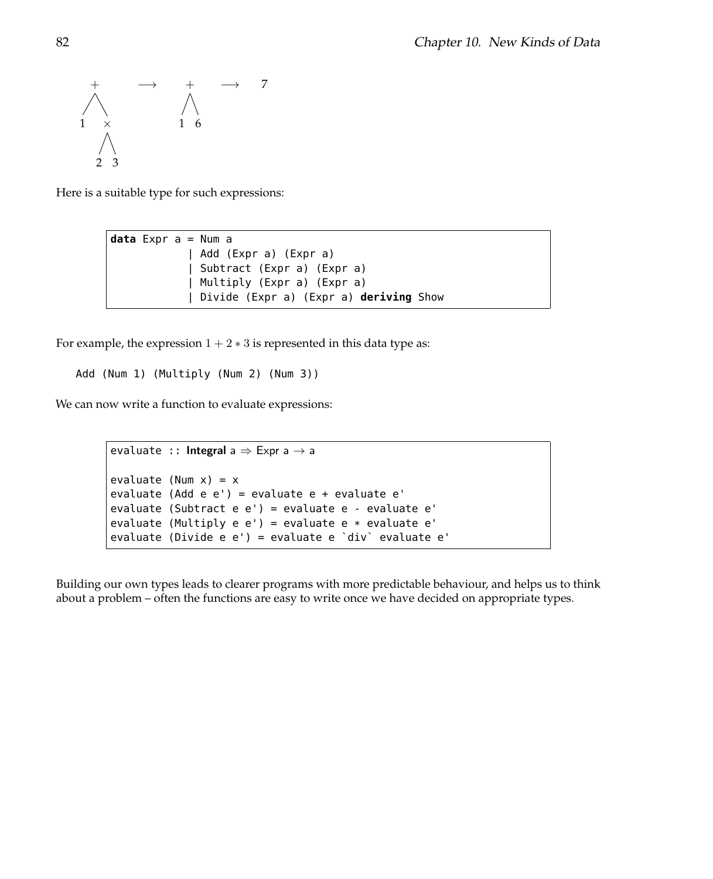```
  +        ⟶    +    ⟶   7
 / \           / \
1   ×         1   6
   / \
  2   3
```

Here is a suitable type for such expressions:

```haskell
data Expr a = Num a
            | Add (Expr a) (Expr a)
            | Subtract (Expr a) (Expr a)
            | Multiply (Expr a) (Expr a)
            | Divide (Expr a) (Expr a) deriving Show
```

For example, the expression $1 + 2 * 3$ is represented in this data type as:

```haskell
Add (Num 1) (Multiply (Num 2) (Num 3))
```

We can now write a function to evaluate expressions:

```haskell
evaluate :: Integral a => Expr a -> a

evaluate (Num x) = x
evaluate (Add e e') = evaluate e + evaluate e'
evaluate (Subtract e e') = evaluate e - evaluate e'
evaluate (Multiply e e') = evaluate e * evaluate e'
evaluate (Divide e e') = evaluate e `div` evaluate e'
```

Building our own types leads to clearer programs with more predictable behaviour, and helps us to think about a problem – often the functions are easy to write once we have decided on appropriate types.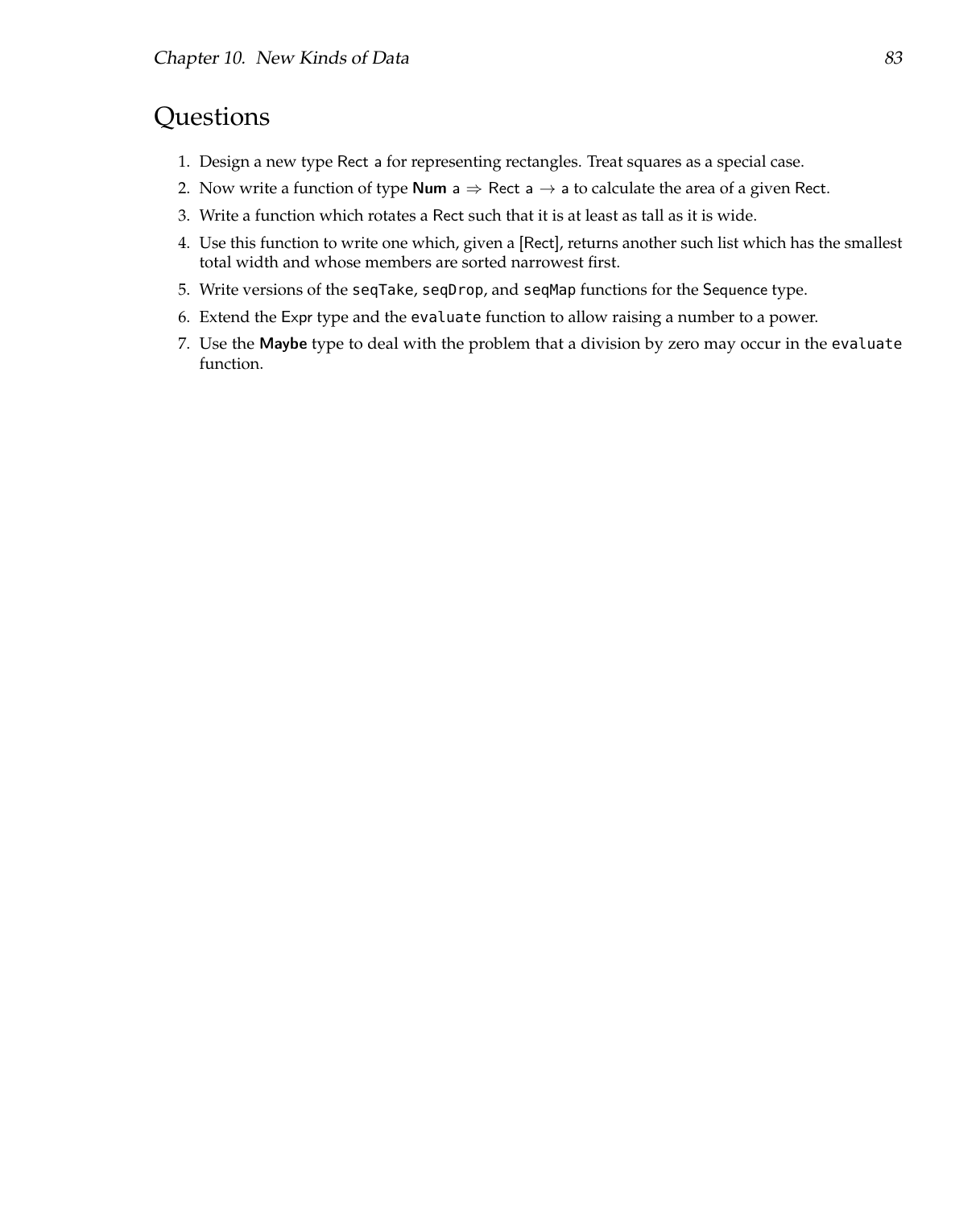## Questions

1. Design a new type Rect a for representing rectangles. Treat squares as a special case.
2. Now write a function of type **Num** a ⇒ Rect a → a to calculate the area of a given Rect.
3. Write a function which rotates a Rect such that it is at least as tall as it is wide.
4. Use this function to write one which, given a [Rect], returns another such list which has the smallest total width and whose members are sorted narrowest first.
5. Write versions of the `seqTake`, `seqDrop`, and `seqMap` functions for the Sequence type.
6. Extend the Expr type and the `evaluate` function to allow raising a number to a power.
7. Use the **Maybe** type to deal with the problem that a division by zero may occur in the `evaluate` function.